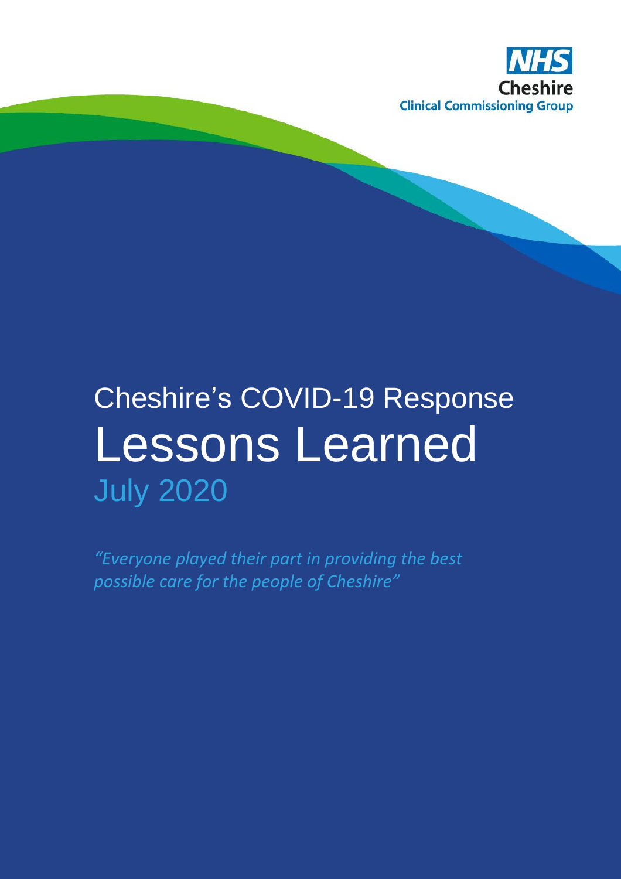NHS Cheshire Clinical Commissioning Group

# Cheshire's COVID-19 Response Lessons Learned

## July 2020

*"Everyone played their part in providing the best possible care for the people of Cheshire"*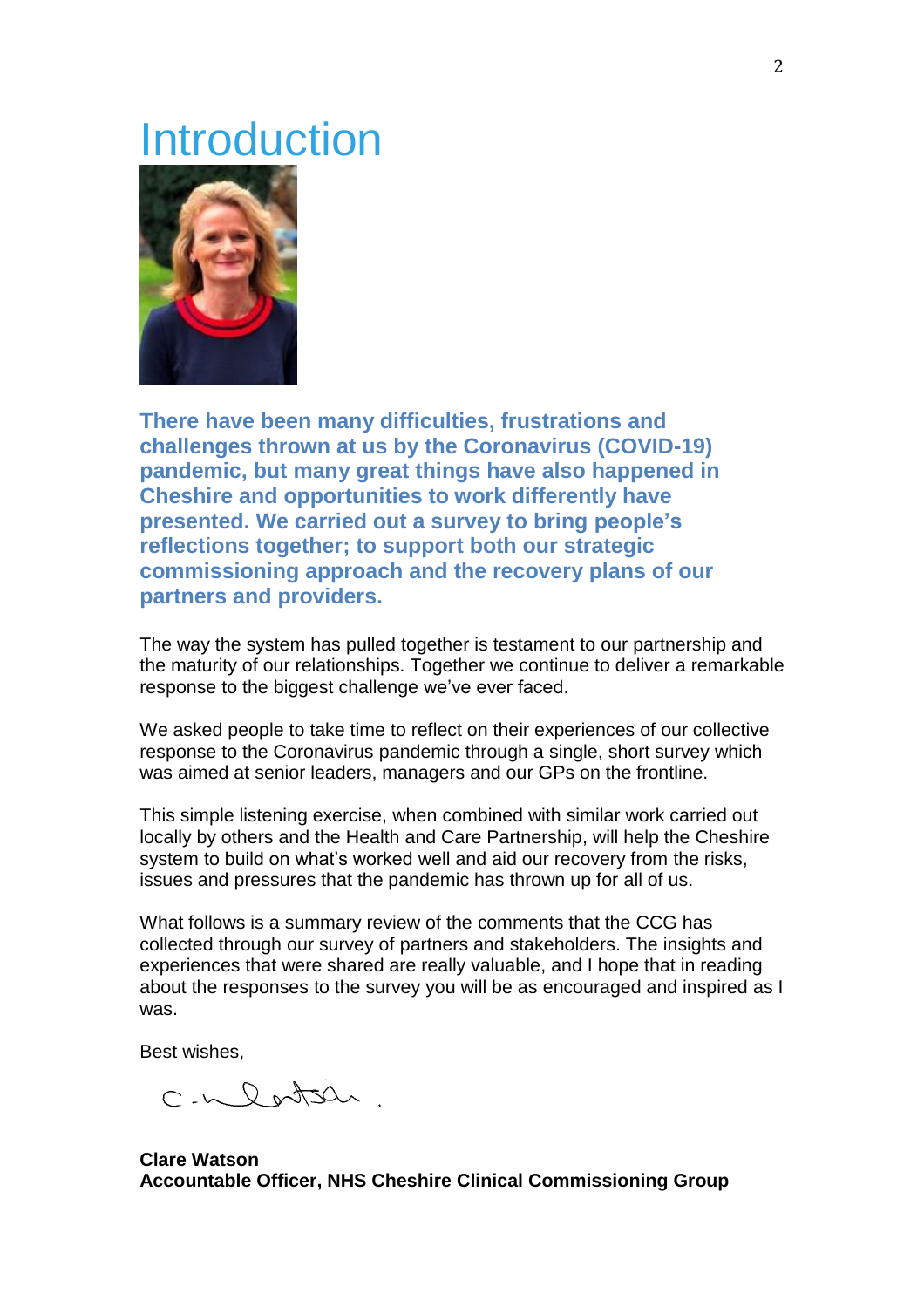# Introduction

**There have been many difficulties, frustrations and challenges thrown at us by the Coronavirus (COVID-19) pandemic, but many great things have also happened in Cheshire and opportunities to work differently have presented. We carried out a survey to bring people's reflections together; to support both our strategic commissioning approach and the recovery plans of our partners and providers.**

The way the system has pulled together is testament to our partnership and the maturity of our relationships. Together we continue to deliver a remarkable response to the biggest challenge we've ever faced.

We asked people to take time to reflect on their experiences of our collective response to the Coronavirus pandemic through a single, short survey which was aimed at senior leaders, managers and our GPs on the frontline.

This simple listening exercise, when combined with similar work carried out locally by others and the Health and Care Partnership, will help the Cheshire system to build on what's worked well and aid our recovery from the risks, issues and pressures that the pandemic has thrown up for all of us.

What follows is a summary review of the comments that the CCG has collected through our survey of partners and stakeholders. The insights and experiences that were shared are really valuable, and I hope that in reading about the responses to the survey you will be as encouraged and inspired as I was.

Best wishes,

**Clare Watson**
**Accountable Officer, NHS Cheshire Clinical Commissioning Group**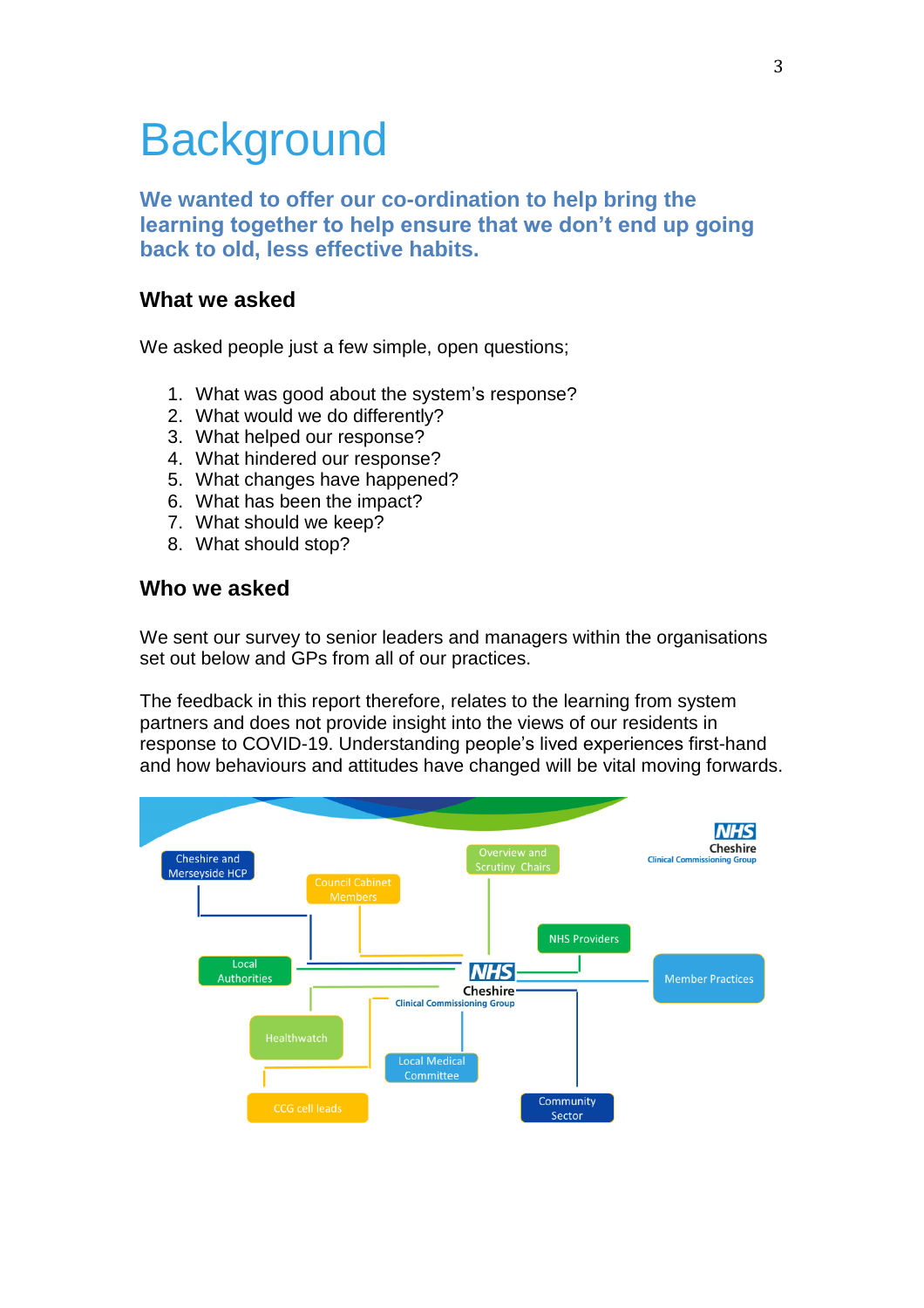# Background

**We wanted to offer our co-ordination to help bring the learning together to help ensure that we don't end up going back to old, less effective habits.**

### What we asked

We asked people just a few simple, open questions;

1. What was good about the system's response?
2. What would we do differently?
3. What helped our response?
4. What hindered our response?
5. What changes have happened?
6. What has been the impact?
7. What should we keep?
8. What should stop?

### Who we asked

We sent our survey to senior leaders and managers within the organisations set out below and GPs from all of our practices.

The feedback in this report therefore, relates to the learning from system partners and does not provide insight into the views of our residents in response to COVID-19. Understanding people's lived experiences first-hand and how behaviours and attitudes have changed will be vital moving forwards.

NHS Cheshire Clinical Commissioning Group

- Cheshire and Merseyside HCP
- Council Cabinet Members
- Overview and Scrutiny Chairs
- NHS Providers
- Member Practices
- Local Authorities
- Healthwatch
- Local Medical Committee
- Community Sector
- CCG cell leads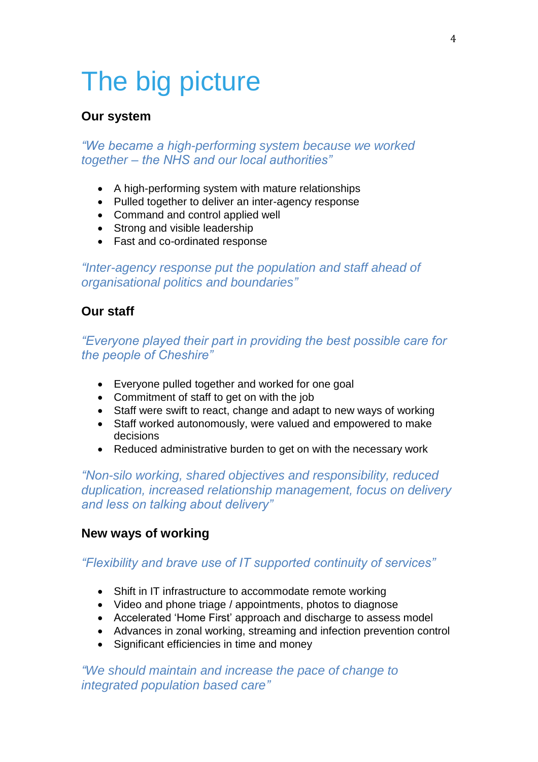# The big picture

## Our system

*“We became a high-performing system because we worked together – the NHS and our local authorities”*

- A high-performing system with mature relationships
- Pulled together to deliver an inter-agency response
- Command and control applied well
- Strong and visible leadership
- Fast and co-ordinated response

*“Inter-agency response put the population and staff ahead of organisational politics and boundaries”*

## Our staff

*“Everyone played their part in providing the best possible care for the people of Cheshire”*

- Everyone pulled together and worked for one goal
- Commitment of staff to get on with the job
- Staff were swift to react, change and adapt to new ways of working
- Staff worked autonomously, were valued and empowered to make decisions
- Reduced administrative burden to get on with the necessary work

*“Non-silo working, shared objectives and responsibility, reduced duplication, increased relationship management, focus on delivery and less on talking about delivery”*

## New ways of working

*“Flexibility and brave use of IT supported continuity of services”*

- Shift in IT infrastructure to accommodate remote working
- Video and phone triage / appointments, photos to diagnose
- Accelerated ‘Home First’ approach and discharge to assess model
- Advances in zonal working, streaming and infection prevention control
- Significant efficiencies in time and money

*“We should maintain and increase the pace of change to integrated population based care”*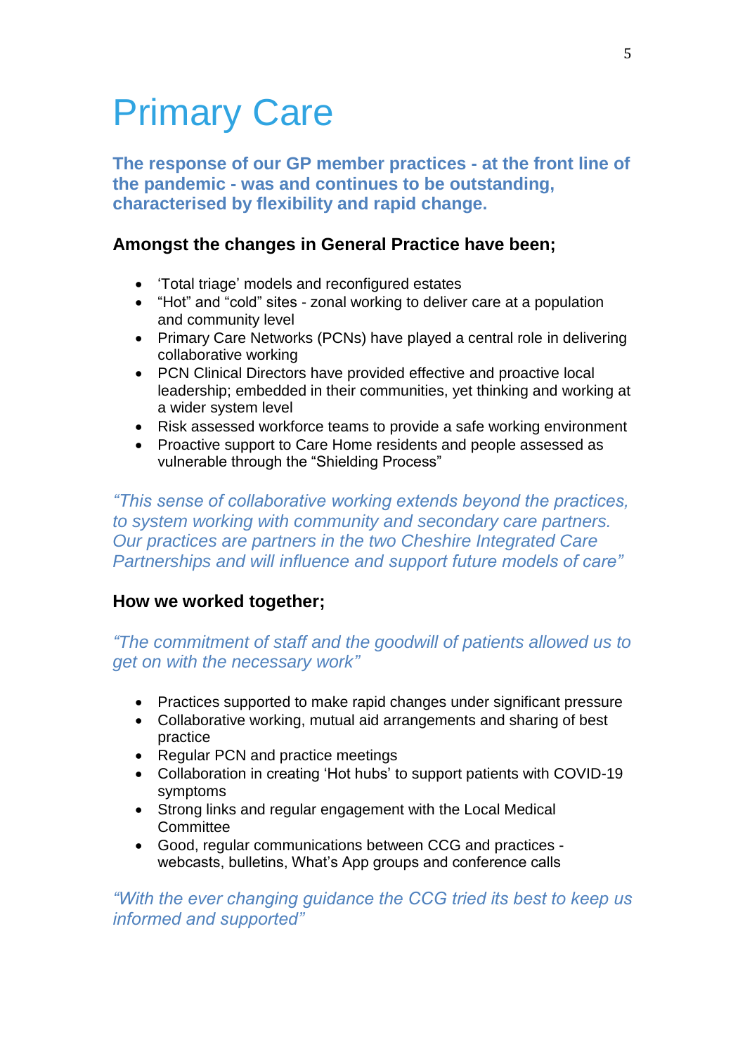# Primary Care

**The response of our GP member practices - at the front line of the pandemic - was and continues to be outstanding, characterised by flexibility and rapid change.**

**Amongst the changes in General Practice have been;**

- ‘Total triage’ models and reconfigured estates
- “Hot” and “cold” sites - zonal working to deliver care at a population and community level
- Primary Care Networks (PCNs) have played a central role in delivering collaborative working
- PCN Clinical Directors have provided effective and proactive local leadership; embedded in their communities, yet thinking and working at a wider system level
- Risk assessed workforce teams to provide a safe working environment
- Proactive support to Care Home residents and people assessed as vulnerable through the “Shielding Process”

*“This sense of collaborative working extends beyond the practices, to system working with community and secondary care partners. Our practices are partners in the two Cheshire Integrated Care Partnerships and will influence and support future models of care”*

**How we worked together;**

*“The commitment of staff and the goodwill of patients allowed us to get on with the necessary work”*

- Practices supported to make rapid changes under significant pressure
- Collaborative working, mutual aid arrangements and sharing of best practice
- Regular PCN and practice meetings
- Collaboration in creating ‘Hot hubs’ to support patients with COVID-19 symptoms
- Strong links and regular engagement with the Local Medical Committee
- Good, regular communications between CCG and practices - webcasts, bulletins, What’s App groups and conference calls

*“With the ever changing guidance the CCG tried its best to keep us informed and supported”*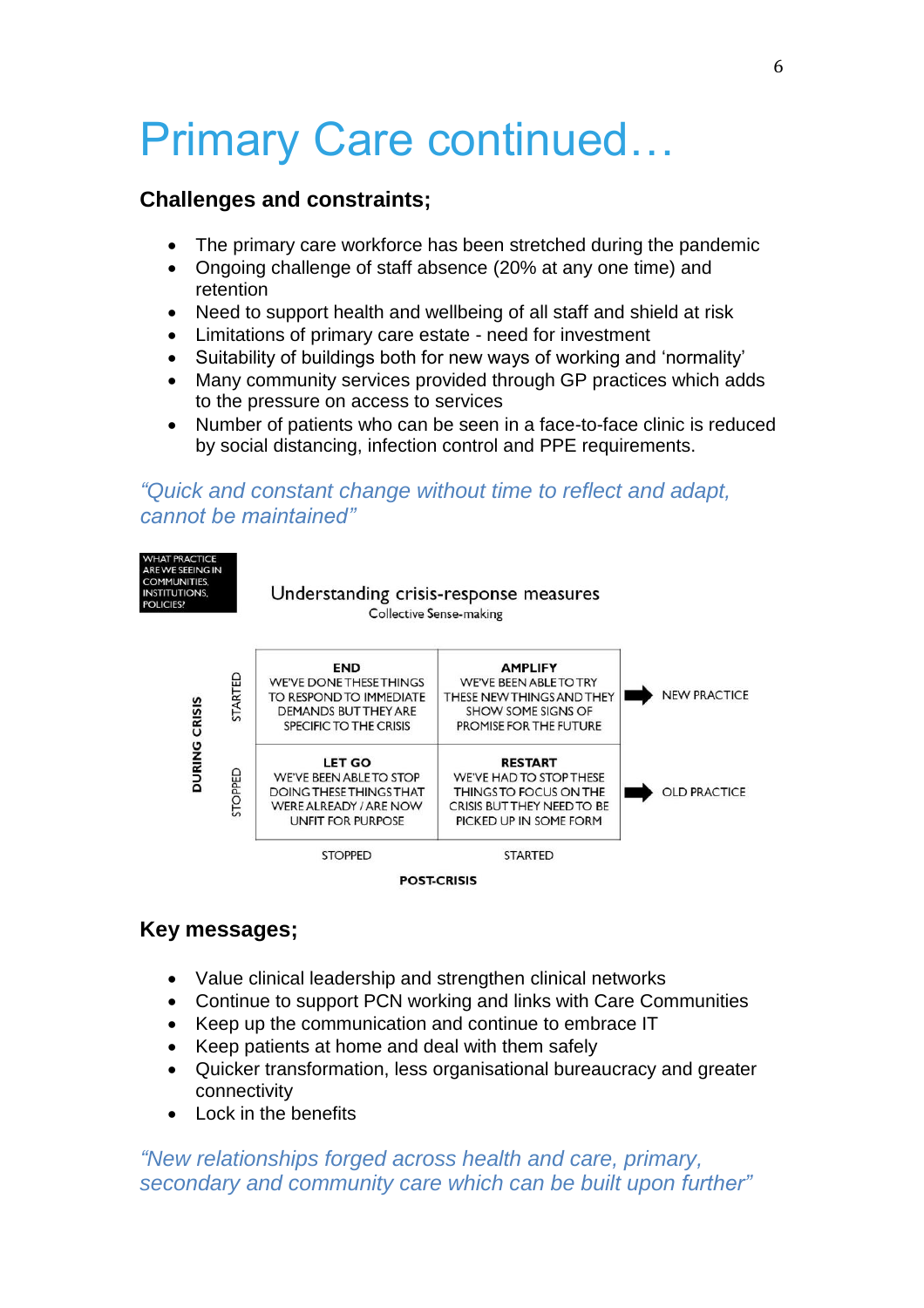# Primary Care continued…

**Challenges and constraints;**

- The primary care workforce has been stretched during the pandemic
- Ongoing challenge of staff absence (20% at any one time) and retention
- Need to support health and wellbeing of all staff and shield at risk
- Limitations of primary care estate - need for investment
- Suitability of buildings both for new ways of working and 'normality'
- Many community services provided through GP practices which adds to the pressure on access to services
- Number of patients who can be seen in a face-to-face clinic is reduced by social distancing, infection control and PPE requirements.

*"Quick and constant change without time to reflect and adapt, cannot be maintained"*

WHAT PRACTICE ARE WE SEEING IN COMMUNITIES, INSTITUTIONS, POLICIES?

Understanding crisis-response measures

Collective Sense-making

| DURING CRISIS | POST-CRISIS: STOPPED | POST-CRISIS: STARTED | |
|---|---|---|---|
| STARTED | **END** WE'VE DONE THESE THINGS TO RESPOND TO IMMEDIATE DEMANDS BUT THEY ARE SPECIFIC TO THE CRISIS | **AMPLIFY** WE'VE BEEN ABLE TO TRY THESE NEW THINGS AND THEY SHOW SOME SIGNS OF PROMISE FOR THE FUTURE | → NEW PRACTICE |
| STOPPED | **LET GO** WE'VE BEEN ABLE TO STOP DOING THESE THINGS THAT WERE ALREADY / ARE NOW UNFIT FOR PURPOSE | **RESTART** WE'VE HAD TO STOP THESE THINGS TO FOCUS ON THE CRISIS BUT THEY NEED TO BE PICKED UP IN SOME FORM | → OLD PRACTICE |

**Key messages;**

- Value clinical leadership and strengthen clinical networks
- Continue to support PCN working and links with Care Communities
- Keep up the communication and continue to embrace IT
- Keep patients at home and deal with them safely
- Quicker transformation, less organisational bureaucracy and greater connectivity
- Lock in the benefits

*"New relationships forged across health and care, primary, secondary and community care which can be built upon further"*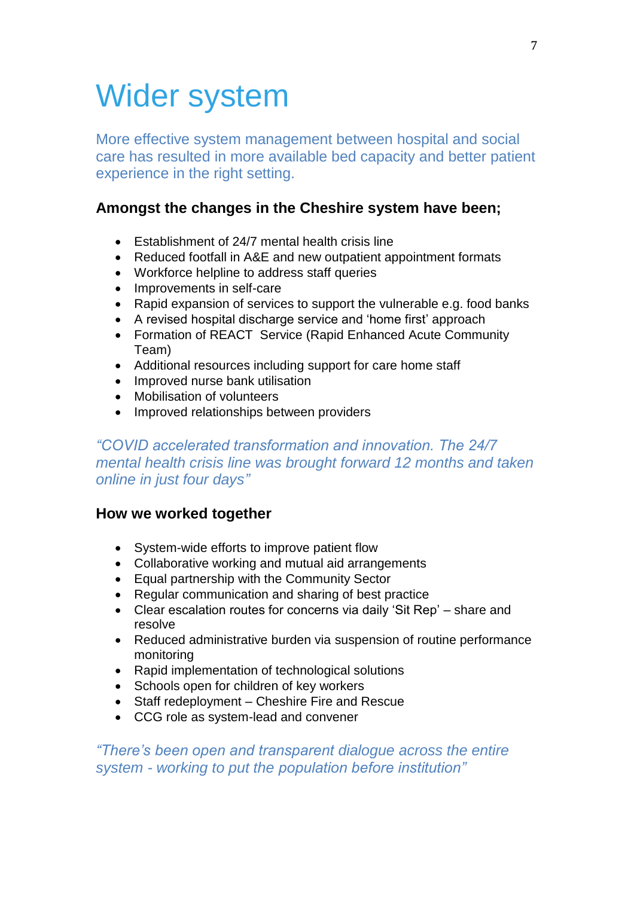# Wider system

More effective system management between hospital and social care has resulted in more available bed capacity and better patient experience in the right setting.

**Amongst the changes in the Cheshire system have been;**

- Establishment of 24/7 mental health crisis line
- Reduced footfall in A&E and new outpatient appointment formats
- Workforce helpline to address staff queries
- Improvements in self-care
- Rapid expansion of services to support the vulnerable e.g. food banks
- A revised hospital discharge service and 'home first' approach
- Formation of REACT Service (Rapid Enhanced Acute Community Team)
- Additional resources including support for care home staff
- Improved nurse bank utilisation
- Mobilisation of volunteers
- Improved relationships between providers

*"COVID accelerated transformation and innovation. The 24/7 mental health crisis line was brought forward 12 months and taken online in just four days"*

**How we worked together**

- System-wide efforts to improve patient flow
- Collaborative working and mutual aid arrangements
- Equal partnership with the Community Sector
- Regular communication and sharing of best practice
- Clear escalation routes for concerns via daily 'Sit Rep' – share and resolve
- Reduced administrative burden via suspension of routine performance monitoring
- Rapid implementation of technological solutions
- Schools open for children of key workers
- Staff redeployment – Cheshire Fire and Rescue
- CCG role as system-lead and convener

*"There's been open and transparent dialogue across the entire system - working to put the population before institution"*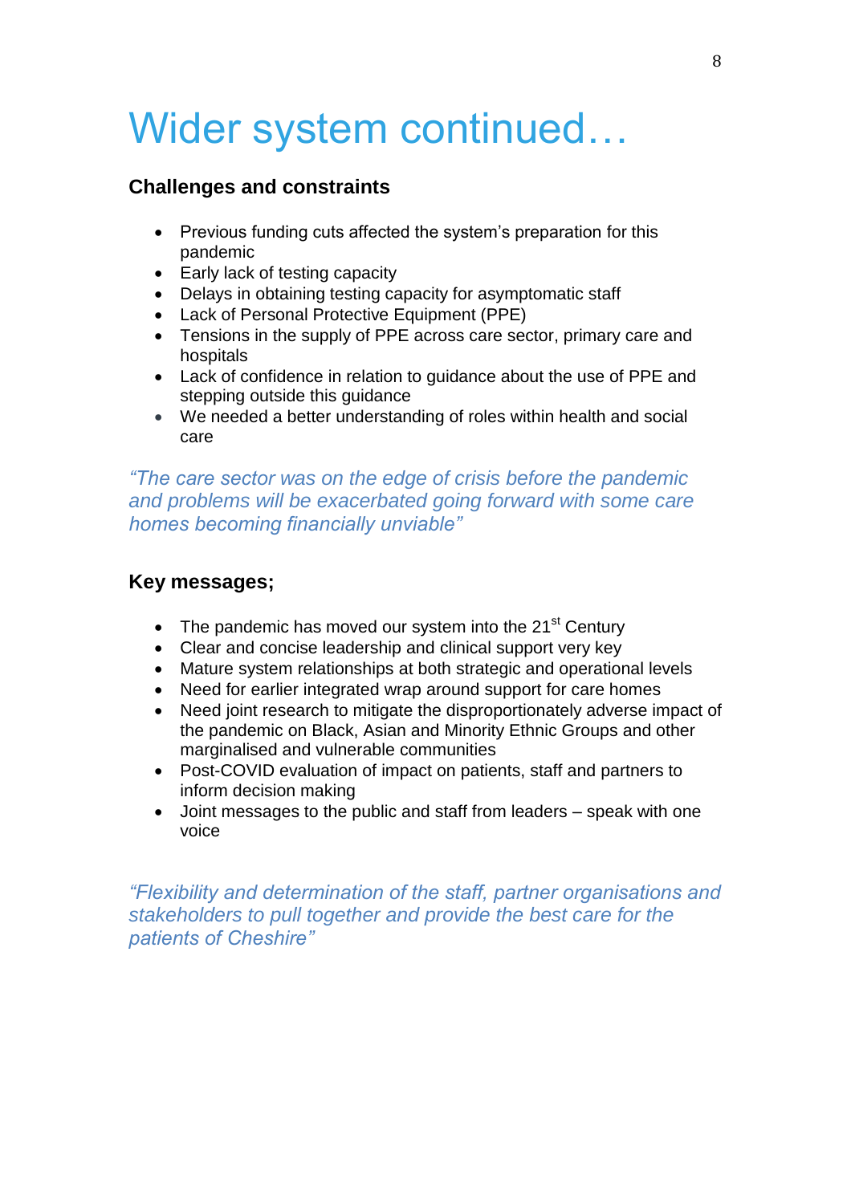# Wider system continued…

### Challenges and constraints

- Previous funding cuts affected the system's preparation for this pandemic
- Early lack of testing capacity
- Delays in obtaining testing capacity for asymptomatic staff
- Lack of Personal Protective Equipment (PPE)
- Tensions in the supply of PPE across care sector, primary care and hospitals
- Lack of confidence in relation to guidance about the use of PPE and stepping outside this guidance
- We needed a better understanding of roles within health and social care

*"The care sector was on the edge of crisis before the pandemic and problems will be exacerbated going forward with some care homes becoming financially unviable"*

### Key messages;

- The pandemic has moved our system into the 21st Century
- Clear and concise leadership and clinical support very key
- Mature system relationships at both strategic and operational levels
- Need for earlier integrated wrap around support for care homes
- Need joint research to mitigate the disproportionately adverse impact of the pandemic on Black, Asian and Minority Ethnic Groups and other marginalised and vulnerable communities
- Post-COVID evaluation of impact on patients, staff and partners to inform decision making
- Joint messages to the public and staff from leaders – speak with one voice

*"Flexibility and determination of the staff, partner organisations and stakeholders to pull together and provide the best care for the patients of Cheshire"*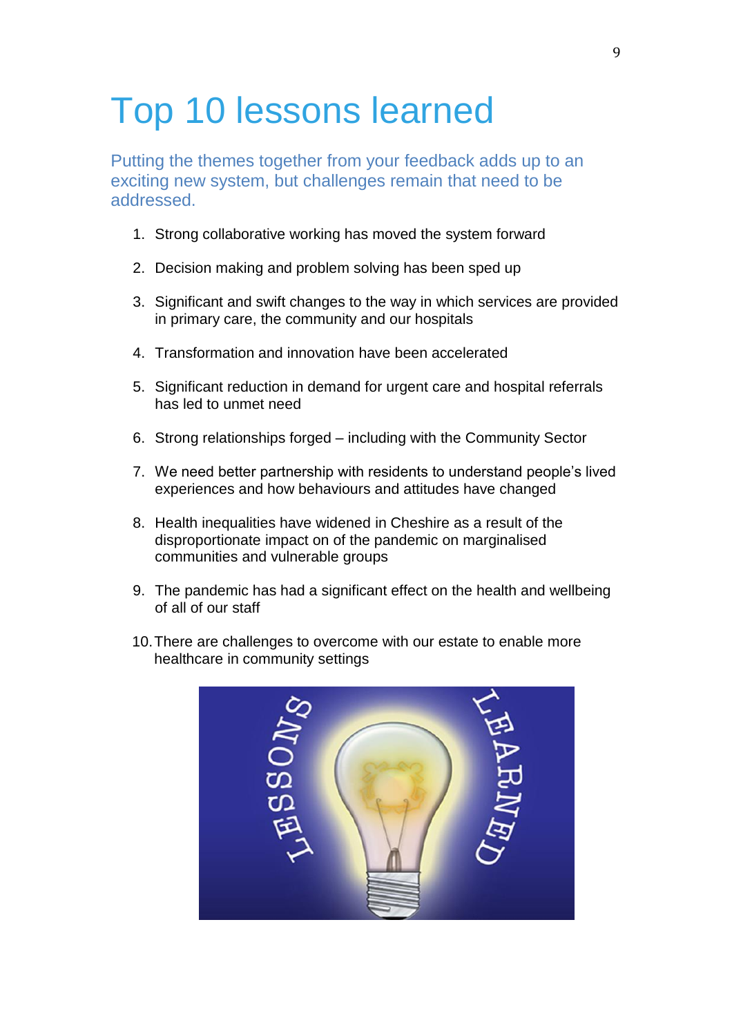# Top 10 lessons learned

Putting the themes together from your feedback adds up to an exciting new system, but challenges remain that need to be addressed.

1. Strong collaborative working has moved the system forward
2. Decision making and problem solving has been sped up
3. Significant and swift changes to the way in which services are provided in primary care, the community and our hospitals
4. Transformation and innovation have been accelerated
5. Significant reduction in demand for urgent care and hospital referrals has led to unmet need
6. Strong relationships forged – including with the Community Sector
7. We need better partnership with residents to understand people's lived experiences and how behaviours and attitudes have changed
8. Health inequalities have widened in Cheshire as a result of the disproportionate impact on of the pandemic on marginalised communities and vulnerable groups
9. The pandemic has had a significant effect on the health and wellbeing of all of our staff
10. There are challenges to overcome with our estate to enable more healthcare in community settings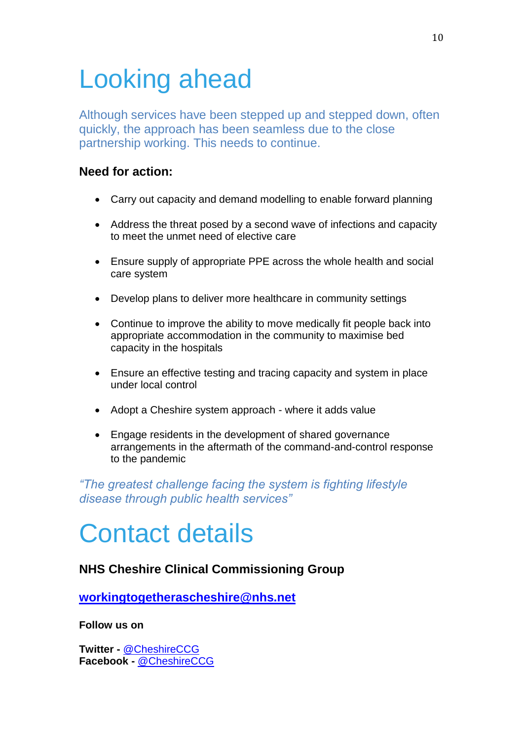# Looking ahead

Although services have been stepped up and stepped down, often quickly, the approach has been seamless due to the close partnership working. This needs to continue.

**Need for action:**

- Carry out capacity and demand modelling to enable forward planning
- Address the threat posed by a second wave of infections and capacity to meet the unmet need of elective care
- Ensure supply of appropriate PPE across the whole health and social care system
- Develop plans to deliver more healthcare in community settings
- Continue to improve the ability to move medically fit people back into appropriate accommodation in the community to maximise bed capacity in the hospitals
- Ensure an effective testing and tracing capacity and system in place under local control
- Adopt a Cheshire system approach - where it adds value
- Engage residents in the development of shared governance arrangements in the aftermath of the command-and-control response to the pandemic

*"The greatest challenge facing the system is fighting lifestyle disease through public health services"*

# Contact details

**NHS Cheshire Clinical Commissioning Group**

**workingtogetherascheshire@nhs.net**

**Follow us on**

**Twitter -** @CheshireCCG
**Facebook -** @CheshireCCG